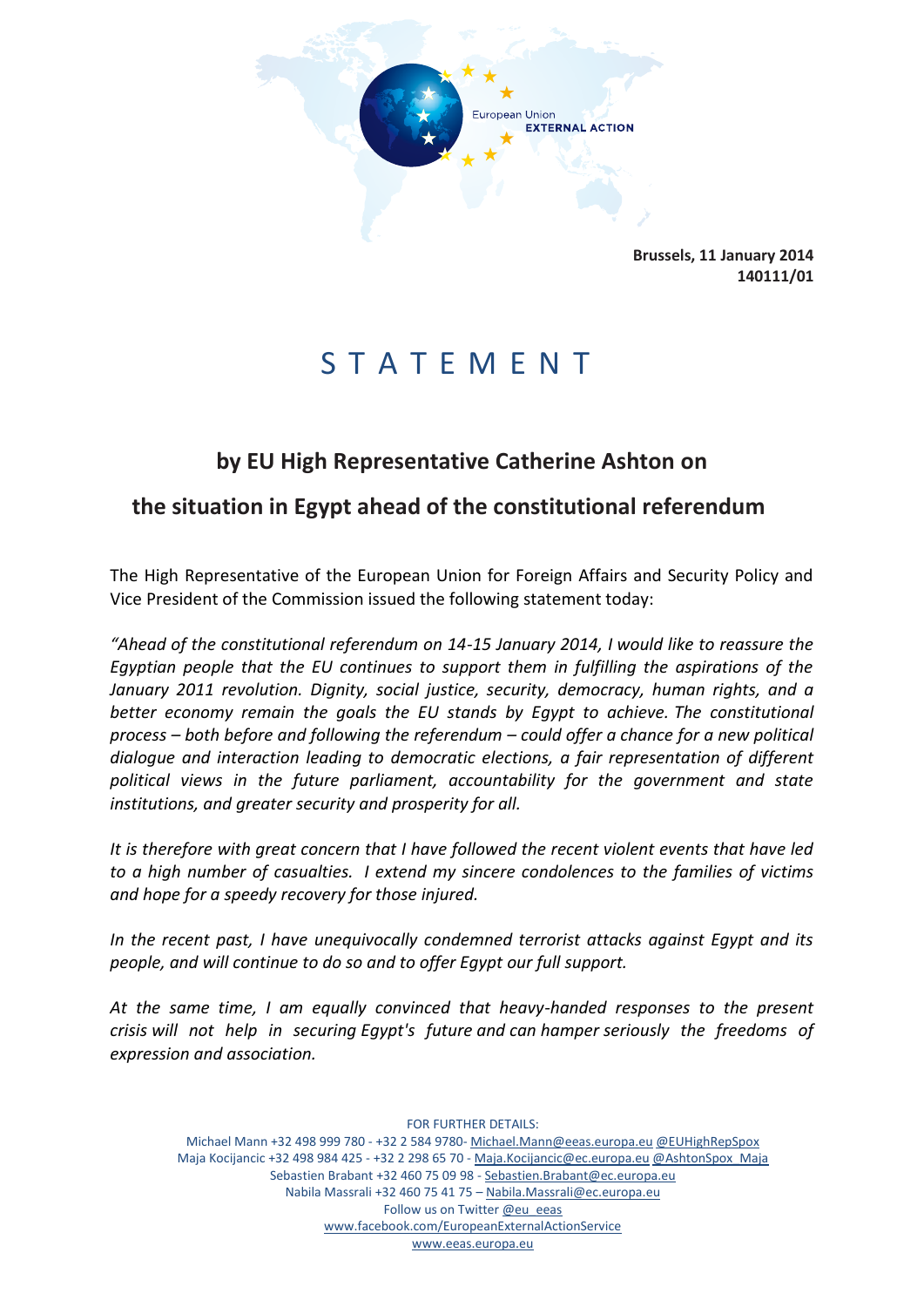European Union EXTERNAL ACTION

**Brussels, 11 January 2014**
**140111/01**

# S T A T E M E N T

## by EU High Representative Catherine Ashton on the situation in Egypt ahead of the constitutional referendum

The High Representative of the European Union for Foreign Affairs and Security Policy and Vice President of the Commission issued the following statement today:

*"Ahead of the constitutional referendum on 14-15 January 2014, I would like to reassure the Egyptian people that the EU continues to support them in fulfilling the aspirations of the January 2011 revolution. Dignity, social justice, security, democracy, human rights, and a better economy remain the goals the EU stands by Egypt to achieve. The constitutional process – both before and following the referendum – could offer a chance for a new political dialogue and interaction leading to democratic elections, a fair representation of different political views in the future parliament, accountability for the government and state institutions, and greater security and prosperity for all.*

*It is therefore with great concern that I have followed the recent violent events that have led to a high number of casualties. I extend my sincere condolences to the families of victims and hope for a speedy recovery for those injured.*

*In the recent past, I have unequivocally condemned terrorist attacks against Egypt and its people, and will continue to do so and to offer Egypt our full support.*

*At the same time, I am equally convinced that heavy-handed responses to the present crisis will not help in securing Egypt's future and can hamper seriously the freedoms of expression and association.*

FOR FURTHER DETAILS:
Michael Mann +32 498 999 780 - +32 2 584 9780- Michael.Mann@eeas.europa.eu @EUHighRepSpox
Maja Kocijancic +32 498 984 425 - +32 2 298 65 70 - Maja.Kocijancic@ec.europa.eu @AshtonSpox_Maja
Sebastien Brabant +32 460 75 09 98 - Sebastien.Brabant@ec.europa.eu
Nabila Massrali +32 460 75 41 75 – Nabila.Massrali@ec.europa.eu
Follow us on Twitter @eu_eeas
www.facebook.com/EuropeanExternalActionService
www.eeas.europa.eu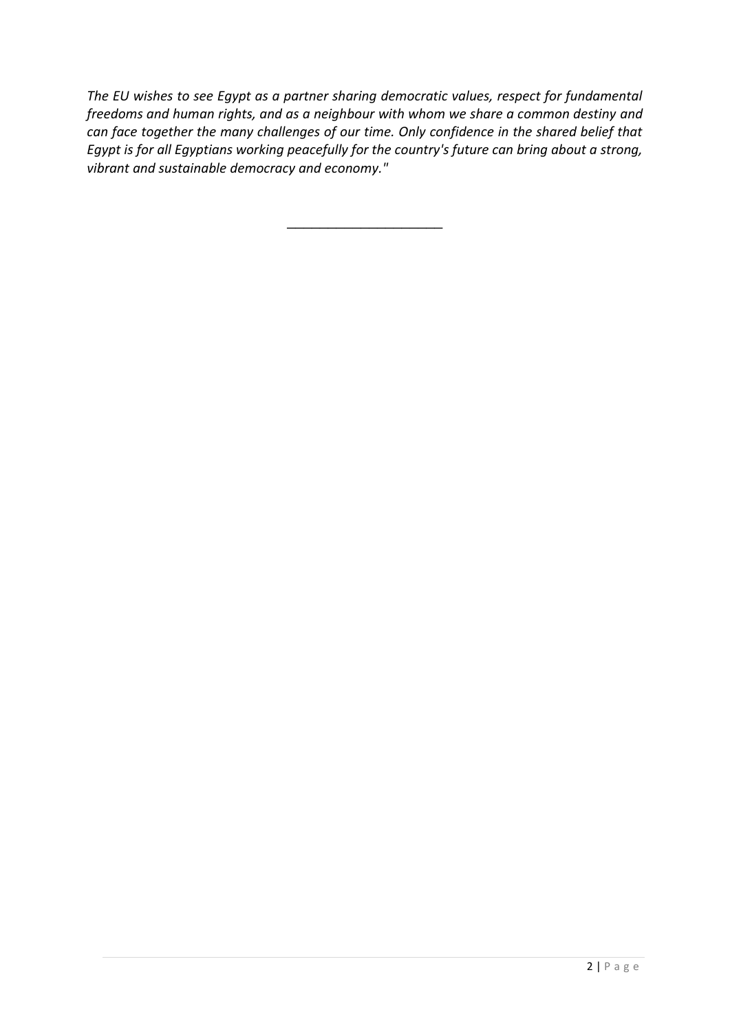*The EU wishes to see Egypt as a partner sharing democratic values, respect for fundamental freedoms and human rights, and as a neighbour with whom we share a common destiny and can face together the many challenges of our time. Only confidence in the shared belief that Egypt is for all Egyptians working peacefully for the country's future can bring about a strong, vibrant and sustainable democracy and economy."*

______________________